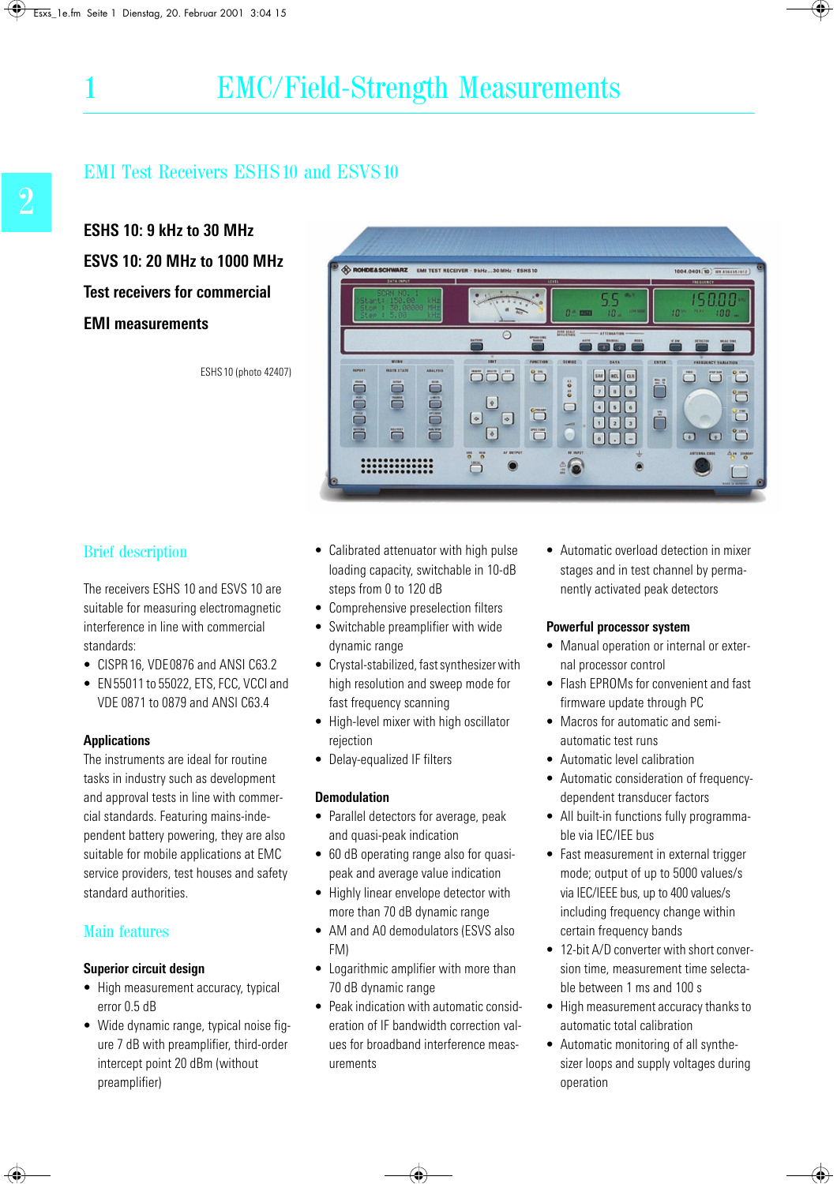# 1 EMC/Field-Strength Measurements

## EMI Test Receivers ESHS 10 and ESVS 10

**ESHS 10: 9 kHz to 30 MHz**

**ESVS 10: 20 MHz to 1000 MHz**

**Test receivers for commercial EMI measurements**

ESHS 10 (photo 42407)

### Brief description

The receivers ESHS 10 and ESVS 10 are suitable for measuring electromagnetic interference in line with commercial standards:

- CISPR 16, VDE 0876 and ANSI C63.2
- EN 55011 to 55022, ETS, FCC, VCCI and VDE 0871 to 0879 and ANSI C63.4

**Applications**

The instruments are ideal for routine tasks in industry such as development and approval tests in line with commercial standards. Featuring mains-independent battery powering, they are also suitable for mobile applications at EMC service providers, test houses and safety standard authorities.

### Main features

**Superior circuit design**

- High measurement accuracy, typical error 0.5 dB
- Wide dynamic range, typical noise figure 7 dB with preamplifier, third-order intercept point 20 dBm (without preamplifier)
- Calibrated attenuator with high pulse loading capacity, switchable in 10-dB steps from 0 to 120 dB
- Comprehensive preselection filters
- Switchable preamplifier with wide dynamic range
- Crystal-stabilized, fast synthesizer with high resolution and sweep mode for fast frequency scanning
- High-level mixer with high oscillator rejection
- Delay-equalized IF filters

**Demodulation**

- Parallel detectors for average, peak and quasi-peak indication
- 60 dB operating range also for quasi-peak and average value indication
- Highly linear envelope detector with more than 70 dB dynamic range
- AM and A0 demodulators (ESVS also FM)
- Logarithmic amplifier with more than 70 dB dynamic range
- Peak indication with automatic consideration of IF bandwidth correction values for broadband interference measurements
- Automatic overload detection in mixer stages and in test channel by permanently activated peak detectors

**Powerful processor system**

- Manual operation or internal or external processor control
- Flash EPROMs for convenient and fast firmware update through PC
- Macros for automatic and semi-automatic test runs
- Automatic level calibration
- Automatic consideration of frequency-dependent transducer factors
- All built-in functions fully programmable via IEC/IEE bus
- Fast measurement in external trigger mode; output of up to 5000 values/s via IEC/IEEE bus, up to 400 values/s including frequency change within certain frequency bands
- 12-bit A/D converter with short conversion time, measurement time selectable between 1 ms and 100 s
- High measurement accuracy thanks to automatic total calibration
- Automatic monitoring of all synthesizer loops and supply voltages during operation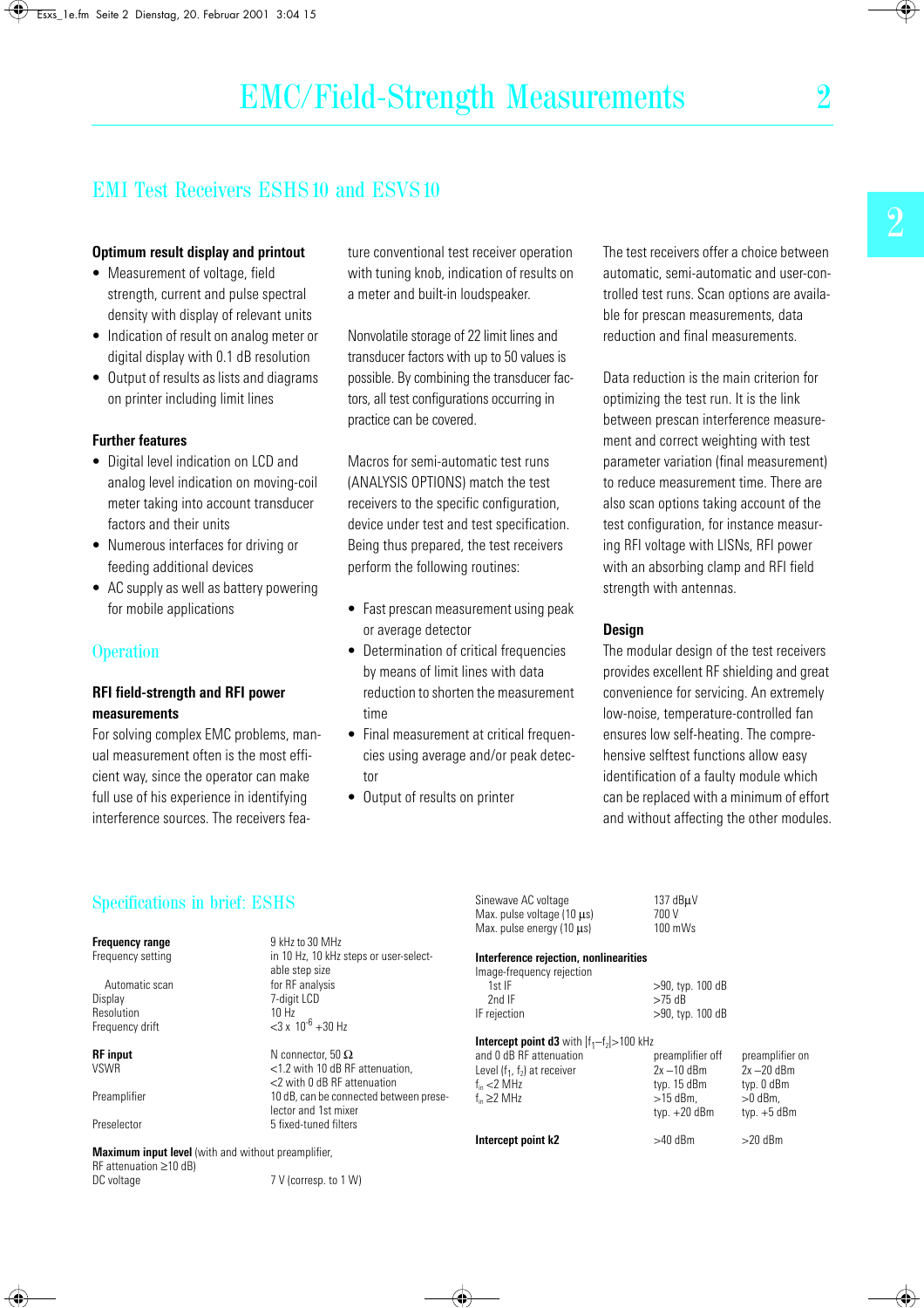# EMC/Field-Strength Measurements

## EMI Test Receivers ESHS 10 and ESVS 10

**Optimum result display and printout**

- Measurement of voltage, field strength, current and pulse spectral density with display of relevant units
- Indication of result on analog meter or digital display with 0.1 dB resolution
- Output of results as lists and diagrams on printer including limit lines

**Further features**

- Digital level indication on LCD and analog level indication on moving-coil meter taking into account transducer factors and their units
- Numerous interfaces for driving or feeding additional devices
- AC supply as well as battery powering for mobile applications

### Operation

**RFI field-strength and RFI power measurements**

For solving complex EMC problems, manual measurement often is the most efficient way, since the operator can make full use of his experience in identifying interference sources. The receivers feature conventional test receiver operation with tuning knob, indication of results on a meter and built-in loudspeaker.

Nonvolatile storage of 22 limit lines and transducer factors with up to 50 values is possible. By combining the transducer factors, all test configurations occurring in practice can be covered.

Macros for semi-automatic test runs (ANALYSIS OPTIONS) match the test receivers to the specific configuration, device under test and test specification. Being thus prepared, the test receivers perform the following routines:

- Fast prescan measurement using peak or average detector
- Determination of critical frequencies by means of limit lines with data reduction to shorten the measurement time
- Final measurement at critical frequencies using average and/or peak detector
- Output of results on printer

The test receivers offer a choice between automatic, semi-automatic and user-controlled test runs. Scan options are available for prescan measurements, data reduction and final measurements.

Data reduction is the main criterion for optimizing the test run. It is the link between prescan interference measurement and correct weighting with test parameter variation (final measurement) to reduce measurement time. There are also scan options taking account of the test configuration, for instance measuring RFI voltage with LISNs, RFI power with an absorbing clamp and RFI field strength with antennas.

**Design**

The modular design of the test receivers provides excellent RF shielding and great convenience for servicing. An extremely low-noise, temperature-controlled fan ensures low self-heating. The comprehensive selftest functions allow easy identification of a faulty module which can be replaced with a minimum of effort and without affecting the other modules.

### Specifications in brief: ESHS

| | |
|---|---|
| **Frequency range** | 9 kHz to 30 MHz |
| Frequency setting | in 10 Hz, 10 kHz steps or user-selectable step size |
| Automatic scan | for RF analysis |
| Display | 7-digit LCD |
| Resolution | 10 Hz |
| Frequency drift | <3 x $10^{-6}$ +30 Hz |
| **RF input** | N connector, 50 Ω |
| VSWR | <1.2 with 10 dB RF attenuation, <2 with 0 dB RF attenuation |
| Preamplifier | 10 dB, can be connected between preselector and 1st mixer |
| Preselector | 5 fixed-tuned filters |
| **Maximum input level** (with and without preamplifier, RF attenuation ≥10 dB) | |
| DC voltage | 7 V (corresp. to 1 W) |
| Sinewave AC voltage | 137 dBµV |
| Max. pulse voltage (10 µs) | 700 V |
| Max. pulse energy (10 µs) | 100 mWs |
| **Interference rejection, nonlinearities** | |
| Image-frequency rejection | |
| 1st IF | >90, typ. 100 dB |
| 2nd IF | >75 dB |
| IF rejection | >90, typ. 100 dB |

| **Intercept point d3** with $|f_1–f_2|$>100 kHz and 0 dB RF attenuation | preamplifier off | preamplifier on |
|---|---|---|
| Level ($f_1$, $f_2$) at receiver | 2x –10 dBm | 2x –20 dBm |
| $f_{in}$ <2 MHz | typ. 15 dBm | typ. 0 dBm |
| $f_{in}$ ≥2 MHz | >15 dBm, typ. +20 dBm | >0 dBm, typ. +5 dBm |
| **Intercept point k2** | >40 dBm | >20 dBm |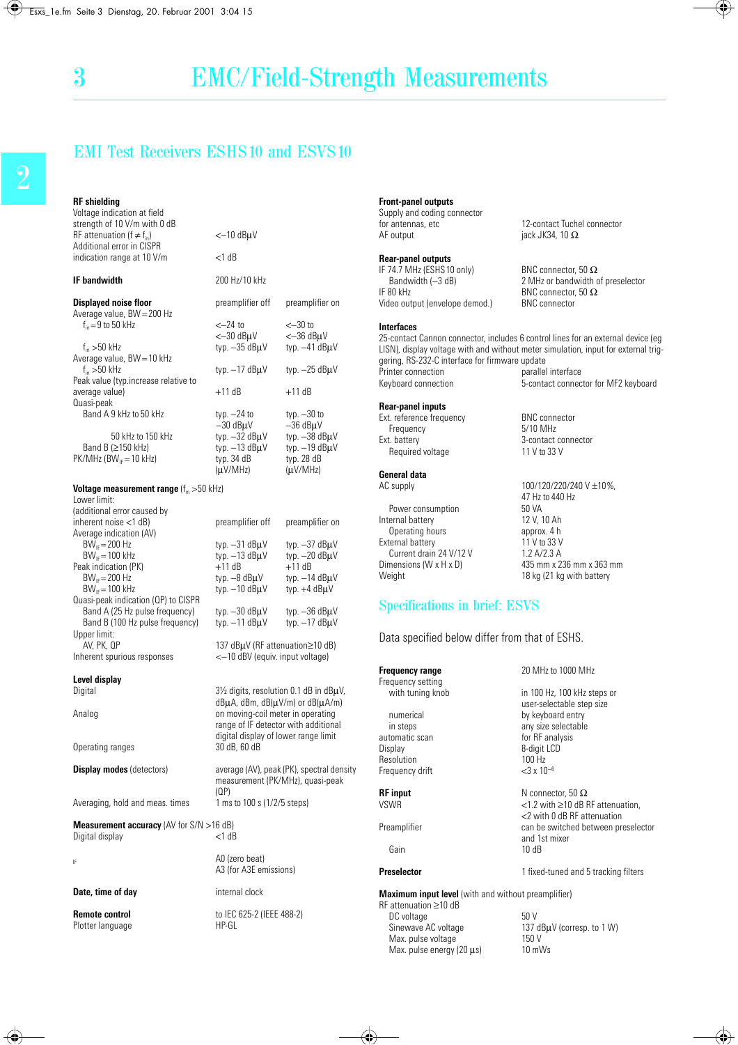# 3 EMC/Field-Strength Measurements

## EMI Test Receivers ESHS 10 and ESVS 10

**RF shielding**

| | |
|---|---|
| Voltage indication at field strength of 10 V/m with 0 dB RF attenuation ($f \neq f_{in}$) | <–10 dBµV |
| Additional error in CISPR indication range at 10 V/m | <1 dB |

**IF bandwidth** — 200 Hz/10 kHz

| **Displayed noise floor** | preamplifier off | preamplifier on |
|---|---|---|
| Average value, BW = 200 Hz | | |
| $f_{in}$ = 9 to 50 kHz | <–24 to <–30 dBµV | <–30 to <–36 dBµV |
| $f_{in}$ >50 kHz | typ. –35 dBµV | typ. –41 dBµV |
| Average value, BW = 10 kHz | | |
| $f_{in}$ >50 kHz | typ. –17 dBµV | typ. –25 dBµV |
| Peak value (typ.increase relative to average value) | +11 dB | +11 dB |
| Quasi-peak | | |
| Band A 9 kHz to 50 kHz | typ. –24 to –30 dBµV | typ. –30 to –36 dBµV |
| 50 kHz to 150 kHz | typ. –32 dBµV | typ. –38 dBµV |
| Band B (≥150 kHz) | typ. –13 dBµV | typ. –19 dBµV |
| PK/MHz ($BW_{IF}$ = 10 kHz) | typ. 34 dB (µV/MHz) | typ. 28 dB (µV/MHz) |

| **Voltage measurement range** ($f_{in}$ >50 kHz) | | |
|---|---|---|
| Lower limit: (additional error caused by inherent noise <1 dB) | preamplifier off | preamplifier on |
| Average indication (AV) | | |
| $BW_{IF}$ = 200 Hz | typ. –31 dBµV | typ. –37 dBµV |
| $BW_{IF}$ = 100 kHz | typ. –13 dBµV | typ. –20 dBµV |
| Peak indication (PK) | +11 dB | +11 dB |
| $BW_{IF}$ = 200 Hz | typ. –8 dBµV | typ. –14 dBµV |
| $BW_{IF}$ = 100 kHz | typ. –10 dBµV | typ. +4 dBµV |
| Quasi-peak indication (QP) to CISPR | | |
| Band A (25 Hz pulse frequency) | typ. –30 dBµV | typ. –36 dBµV |
| Band B (100 Hz pulse frequency) | typ. –11 dBµV | typ. –17 dBµV |
| Upper limit: | | |
| AV, PK, QP | 137 dBµV (RF attenuation≥10 dB) | |
| Inherent spurious responses | <–10 dBV (equiv. input voltage) | |

**Level display**

| | |
|---|---|
| Digital | 3½ digits, resolution 0.1 dB in dBµV, dBµA, dBm, dB(µV/m) or dB(µA/m) |
| Analog | on moving-coil meter in operating range of IF detector with additional digital display of lower range limit |
| Operating ranges | 30 dB, 60 dB |

| | |
|---|---|
| **Display modes** (detectors) | average (AV), peak (PK), spectral density measurement (PK/MHz), quasi-peak (QP) |
| Averaging, hold and meas. times | 1 ms to 100 s (1/2/5 steps) |

**Measurement accuracy** (AV for S/N >16 dB)

| | |
|---|---|
| Digital display | <1 dB |
| IF | A0 (zero beat) A3 (for A3E emissions) |

| | |
|---|---|
| **Date, time of day** | internal clock |

**Remote control** — to IEC 625-2 (IEEE 488-2)
Plotter language — HP-GL

**Front-panel outputs**

| | |
|---|---|
| Supply and coding connector for antennas, etc | 12-contact Tuchel connector |
| AF output | jack JK34, 10 Ω |

**Rear-panel outputs**

| | |
|---|---|
| IF 74.7 MHz (ESHS 10 only) | BNC connector, 50 Ω |
| Bandwidth (–3 dB) | 2 MHz or bandwidth of preselector |
| IF 80 kHz | BNC connector, 50 Ω |
| Video output (envelope demod.) | BNC connector |

**Interfaces**

25-contact Cannon connector, includes 6 control lines for an external device (eg LISN), display voltage with and without meter simulation, input for external triggering, RS-232-C interface for firmware update

| | |
|---|---|
| Printer connection | parallel interface |
| Keyboard connection | 5-contact connector for MF2 keyboard |

**Rear-panel inputs**

| | |
|---|---|
| Ext. reference frequency | BNC connector |
| Frequency | 5/10 MHz |
| Ext. battery | 3-contact connector |
| Required voltage | 11 V to 33 V |

**General data**

| | |
|---|---|
| AC supply | 100/120/220/240 V ±10%, 47 Hz to 440 Hz |
| Power consumption | 50 VA |
| Internal battery | 12 V, 10 Ah |
| Operating hours | approx. 4 h |
| External battery | 11 V to 33 V |
| Current drain 24 V/12 V | 1.2 A/2.3 A |
| Dimensions (W x H x D) | 435 mm x 236 mm x 363 mm |
| Weight | 18 kg (21 kg with battery |

## Specifications in brief: ESVS

Data specified below differ from that of ESHS.

| | |
|---|---|
| **Frequency range** | 20 MHz to 1000 MHz |
| Frequency setting | |
| with tuning knob | in 100 Hz, 100 kHz steps or user-selectable step size |
| numerical | by keyboard entry |
| in steps | any size selectable |
| automatic scan | for RF analysis |
| Display | 8-digit LCD |
| Resolution | 100 Hz |
| Frequency drift | $<3 \times 10^{-6}$ |

| | |
|---|---|
| **RF input** | N connector, 50 Ω |
| VSWR | <1.2 with ≥10 dB RF attenuation, <2 with 0 dB RF attenuation |
| Preamplifier | can be switched between preselector and 1st mixer |
| Gain | 10 dB |

| | |
|---|---|
| **Preselector** | 1 fixed-tuned and 5 tracking filters |

**Maximum input level** (with and without preamplifier)

| | |
|---|---|
| RF attenuation ≥10 dB | |
| DC voltage | 50 V |
| Sinewave AC voltage | 137 dBµV (corresp. to 1 W) |
| Max. pulse voltage | 150 V |
| Max. pulse energy (20 µs) | 10 mWs |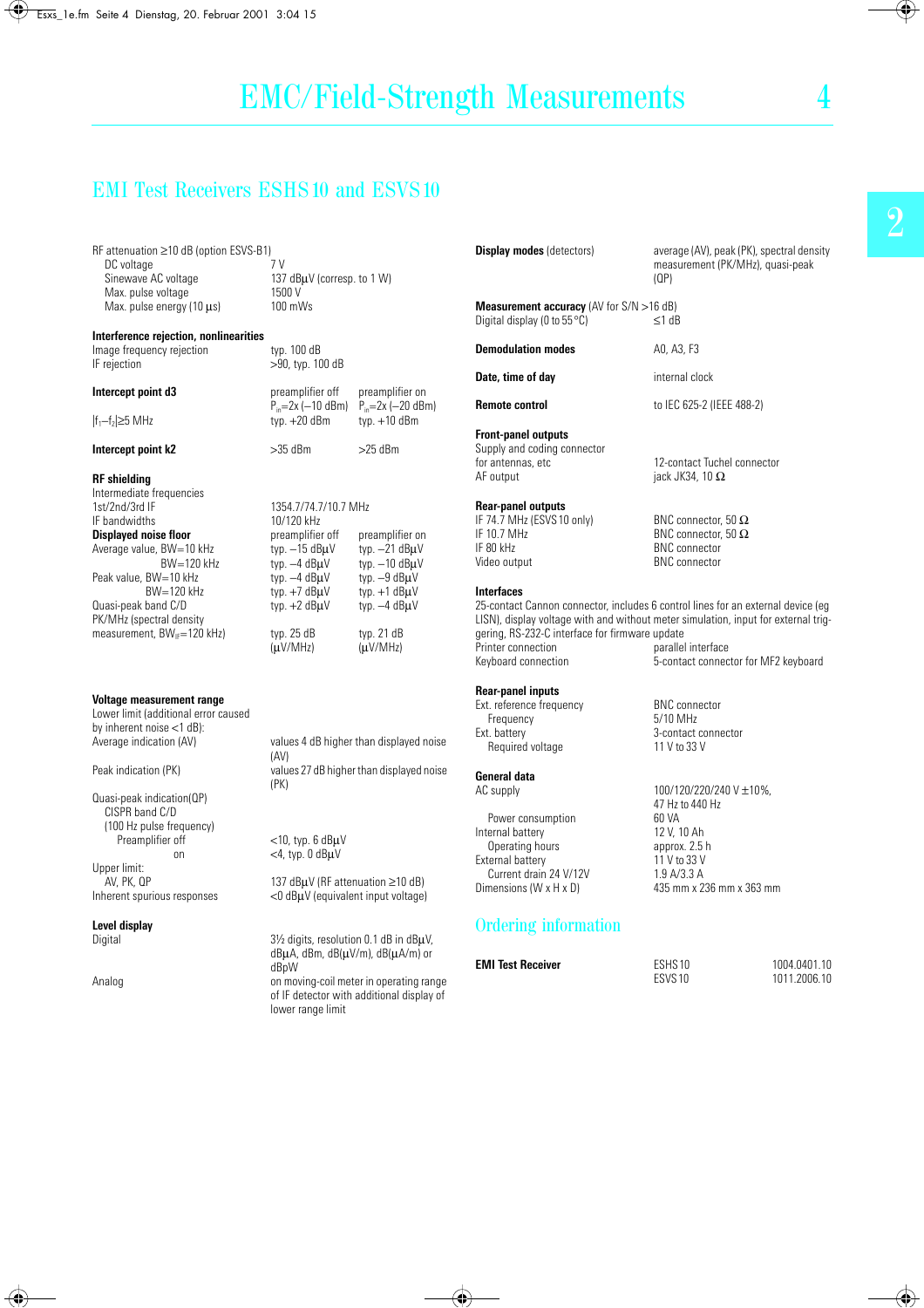# EMC/Field-Strength Measurements

## EMI Test Receivers ESHS 10 and ESVS 10

| | | |
|---|---|---|
| RF attenuation ≥10 dB (option ESVS-B1) | | |
| DC voltage | 7 V | |
| Sinewave AC voltage | 137 dBµV (corresp. to 1 W) | |
| Max. pulse voltage | 1500 V | |
| Max. pulse energy (10 µs) | 100 mWs | |
| **Interference rejection, nonlinearities** | | |
| Image frequency rejection | typ. 100 dB | |
| IF rejection | >90, typ. 100 dB | |
| **Intercept point d3** | preamplifier off $P_{in}$=2x (–10 dBm) | preamplifier on $P_{in}$=2x (–20 dBm) |
| $\|f_1–f_2\|$≥5 MHz | typ. +20 dBm | typ. +10 dBm |
| **Intercept point k2** | >35 dBm | >25 dBm |
| **RF shielding** | | |
| Intermediate frequencies | | |
| 1st/2nd/3rd IF | 1354.7/74.7/10.7 MHz | |
| IF bandwidths | 10/120 kHz | |
| **Displayed noise floor** | preamplifier off | preamplifier on |
| Average value, BW=10 kHz | typ. –15 dBµV | typ. –21 dBµV |
| BW=120 kHz | typ. –4 dBµV | typ. –10 dBµV |
| Peak value, BW=10 kHz | typ. –4 dBµV | typ. –9 dBµV |
| BW=120 kHz | typ. +7 dBµV | typ. +1 dBµV |
| Quasi-peak band C/D | typ. +2 dBµV | typ. –4 dBµV |
| PK/MHz (spectral density measurement, $BW_{IF}$=120 kHz) | typ. 25 dB (µV/MHz) | typ. 21 dB (µV/MHz) |

| | |
|---|---|
| **Voltage measurement range** | |
| Lower limit (additional error caused by inherent noise <1 dB): | |
| Average indication (AV) | values 4 dB higher than displayed noise (AV) |
| Peak indication (PK) | values 27 dB higher than displayed noise (PK) |
| Quasi-peak indication(QP) | |
| CISPR band C/D | |
| (100 Hz pulse frequency) | |
| Preamplifier off | <10, typ. 6 dBµV |
| on | <4, typ. 0 dBµV |
| Upper limit: | |
| AV, PK, QP | 137 dBµV (RF attenuation ≥10 dB) |
| Inherent spurious responses | <0 dBµV (equivalent input voltage) |
| **Level display** | |
| Digital | 3½ digits, resolution 0.1 dB in dBµV, dBµA, dBm, dB(µV/m), dB(µA/m) or dBpW |
| Analog | on moving-coil meter in operating range of IF detector with additional display of lower range limit |

| | |
|---|---|
| **Display modes** (detectors) | average (AV), peak (PK), spectral density measurement (PK/MHz), quasi-peak (QP) |
| **Measurement accuracy** (AV for S/N >16 dB) | |
| Digital display (0 to 55 °C) | ≤1 dB |
| **Demodulation modes** | A0, A3, F3 |
| **Date, time of day** | internal clock |
| **Remote control** | to IEC 625-2 (IEEE 488-2) |
| **Front-panel outputs** | |
| Supply and coding connector for antennas, etc | 12-contact Tuchel connector |
| AF output | jack JK34, 10 Ω |
| **Rear-panel outputs** | |
| IF 74.7 MHz (ESVS 10 only) | BNC connector, 50 Ω |
| IF 10.7 MHz | BNC connector, 50 Ω |
| IF 80 kHz | BNC connector |
| Video output | BNC connector |

**Interfaces**

25-contact Cannon connector, includes 6 control lines for an external device (eg LISN), display voltage with and without meter simulation, input for external triggering, RS-232-C interface for firmware update

| | |
|---|---|
| Printer connection | parallel interface |
| Keyboard connection | 5-contact connector for MF2 keyboard |
| **Rear-panel inputs** | |
| Ext. reference frequency | BNC connector |
| Frequency | 5/10 MHz |
| Ext. battery | 3-contact connector |
| Required voltage | 11 V to 33 V |
| **General data** | |
| AC supply | 100/120/220/240 V ±10%, 47 Hz to 440 Hz |
| Power consumption | 60 VA |
| Internal battery | 12 V, 10 Ah |
| Operating hours | approx. 2.5 h |
| External battery | 11 V to 33 V |
| Current drain 24 V/12V | 1.9 A/3.3 A |
| Dimensions (W x H x D) | 435 mm x 236 mm x 363 mm |

## Ordering information

| | | |
|---|---|---|
| **EMI Test Receiver** | ESHS 10 | 1004.0401.10 |
| | ESVS 10 | 1011.2006.10 |